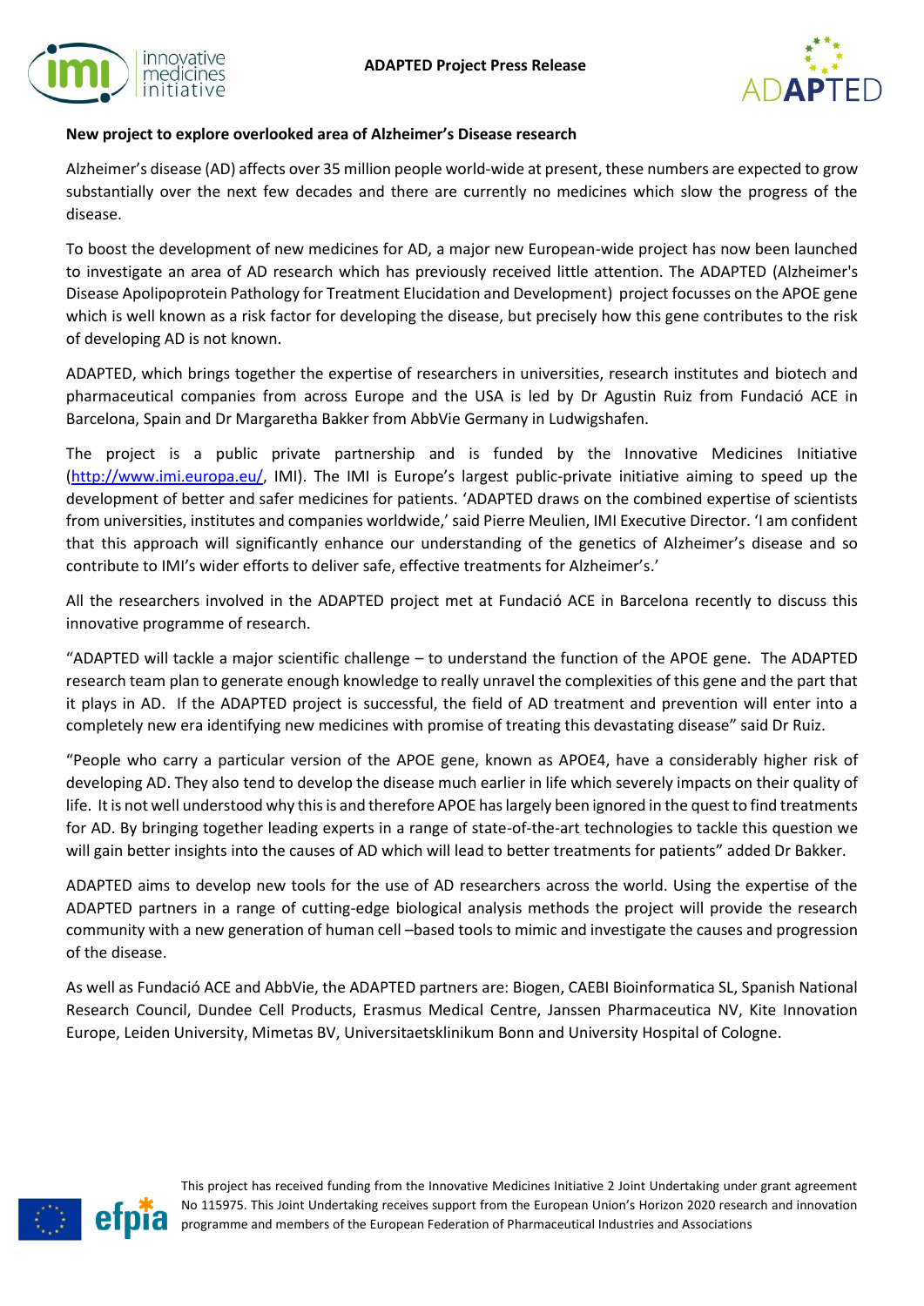ADAPTED Project Press Release

**New project to explore overlooked area of Alzheimer's Disease research**

Alzheimer's disease (AD) affects over 35 million people world-wide at present, these numbers are expected to grow substantially over the next few decades and there are currently no medicines which slow the progress of the disease.

To boost the development of new medicines for AD, a major new European-wide project has now been launched to investigate an area of AD research which has previously received little attention. The ADAPTED (Alzheimer's Disease Apolipoprotein Pathology for Treatment Elucidation and Development) project focusses on the APOE gene which is well known as a risk factor for developing the disease, but precisely how this gene contributes to the risk of developing AD is not known.

ADAPTED, which brings together the expertise of researchers in universities, research institutes and biotech and pharmaceutical companies from across Europe and the USA is led by Dr Agustin Ruiz from Fundació ACE in Barcelona, Spain and Dr Margaretha Bakker from AbbVie Germany in Ludwigshafen.

The project is a public private partnership and is funded by the Innovative Medicines Initiative (http://www.imi.europa.eu/, IMI). The IMI is Europe's largest public-private initiative aiming to speed up the development of better and safer medicines for patients. 'ADAPTED draws on the combined expertise of scientists from universities, institutes and companies worldwide,' said Pierre Meulien, IMI Executive Director. 'I am confident that this approach will significantly enhance our understanding of the genetics of Alzheimer's disease and so contribute to IMI's wider efforts to deliver safe, effective treatments for Alzheimer's.'

All the researchers involved in the ADAPTED project met at Fundació ACE in Barcelona recently to discuss this innovative programme of research.

"ADAPTED will tackle a major scientific challenge – to understand the function of the APOE gene. The ADAPTED research team plan to generate enough knowledge to really unravel the complexities of this gene and the part that it plays in AD. If the ADAPTED project is successful, the field of AD treatment and prevention will enter into a completely new era identifying new medicines with promise of treating this devastating disease" said Dr Ruiz.

"People who carry a particular version of the APOE gene, known as APOE4, have a considerably higher risk of developing AD. They also tend to develop the disease much earlier in life which severely impacts on their quality of life. It is not well understood why this is and therefore APOE has largely been ignored in the quest to find treatments for AD. By bringing together leading experts in a range of state-of-the-art technologies to tackle this question we will gain better insights into the causes of AD which will lead to better treatments for patients" added Dr Bakker.

ADAPTED aims to develop new tools for the use of AD researchers across the world. Using the expertise of the ADAPTED partners in a range of cutting-edge biological analysis methods the project will provide the research community with a new generation of human cell –based tools to mimic and investigate the causes and progression of the disease.

As well as Fundació ACE and AbbVie, the ADAPTED partners are: Biogen, CAEBI Bioinformatica SL, Spanish National Research Council, Dundee Cell Products, Erasmus Medical Centre, Janssen Pharmaceutica NV, Kite Innovation Europe, Leiden University, Mimetas BV, Universitaetsklinikum Bonn and University Hospital of Cologne.

This project has received funding from the Innovative Medicines Initiative 2 Joint Undertaking under grant agreement No 115975. This Joint Undertaking receives support from the European Union's Horizon 2020 research and innovation programme and members of the European Federation of Pharmaceutical Industries and Associations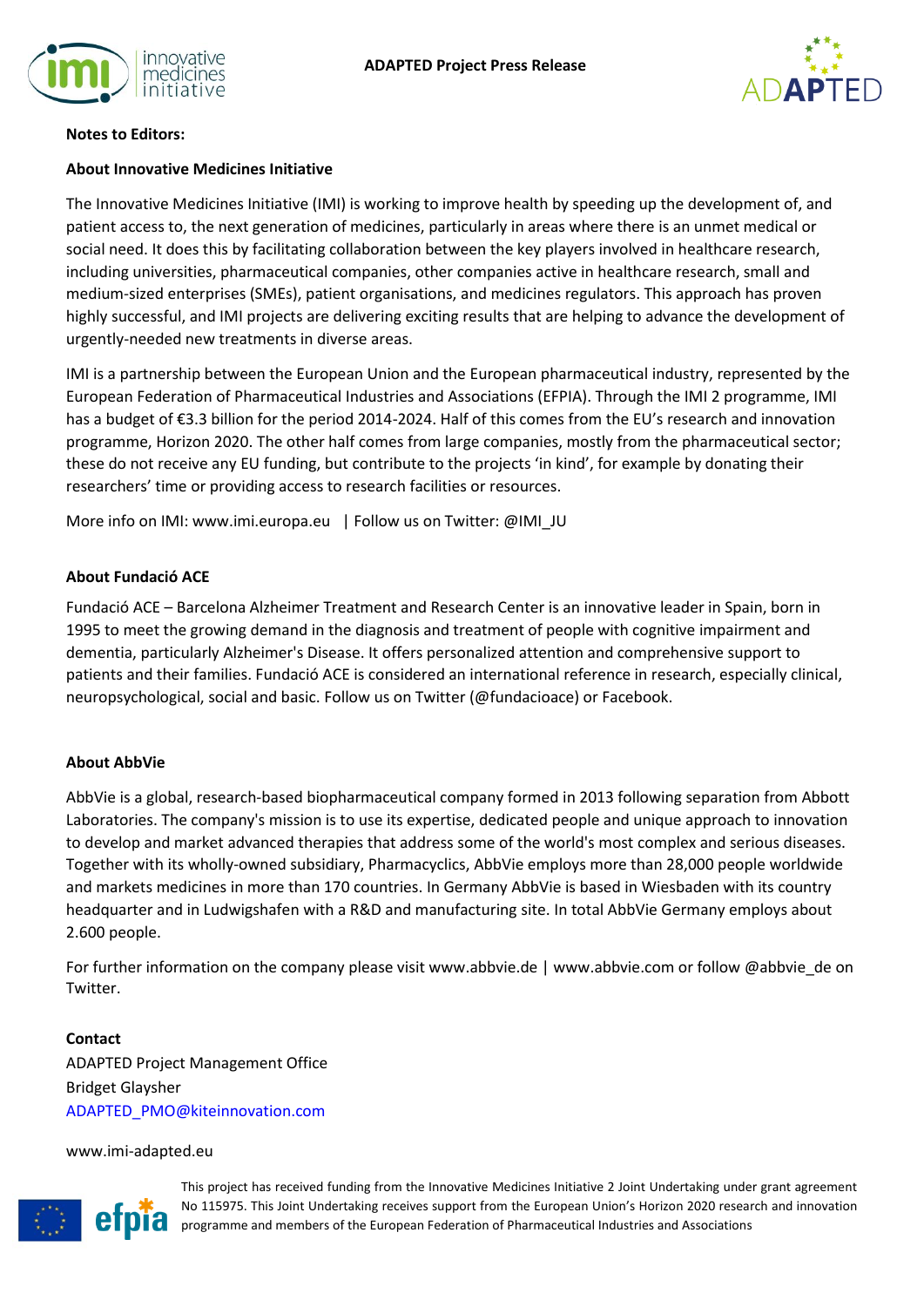**Notes to Editors:**

**About Innovative Medicines Initiative**

The Innovative Medicines Initiative (IMI) is working to improve health by speeding up the development of, and patient access to, the next generation of medicines, particularly in areas where there is an unmet medical or social need. It does this by facilitating collaboration between the key players involved in healthcare research, including universities, pharmaceutical companies, other companies active in healthcare research, small and medium-sized enterprises (SMEs), patient organisations, and medicines regulators. This approach has proven highly successful, and IMI projects are delivering exciting results that are helping to advance the development of urgently-needed new treatments in diverse areas.

IMI is a partnership between the European Union and the European pharmaceutical industry, represented by the European Federation of Pharmaceutical Industries and Associations (EFPIA). Through the IMI 2 programme, IMI has a budget of €3.3 billion for the period 2014-2024. Half of this comes from the EU's research and innovation programme, Horizon 2020. The other half comes from large companies, mostly from the pharmaceutical sector; these do not receive any EU funding, but contribute to the projects 'in kind', for example by donating their researchers' time or providing access to research facilities or resources.

More info on IMI: www.imi.europa.eu | Follow us on Twitter: @IMI_JU

**About Fundació ACE**

Fundació ACE – Barcelona Alzheimer Treatment and Research Center is an innovative leader in Spain, born in 1995 to meet the growing demand in the diagnosis and treatment of people with cognitive impairment and dementia, particularly Alzheimer's Disease. It offers personalized attention and comprehensive support to patients and their families. Fundació ACE is considered an international reference in research, especially clinical, neuropsychological, social and basic. Follow us on Twitter (@fundacioace) or Facebook.

**About AbbVie**

AbbVie is a global, research-based biopharmaceutical company formed in 2013 following separation from Abbott Laboratories. The company's mission is to use its expertise, dedicated people and unique approach to innovation to develop and market advanced therapies that address some of the world's most complex and serious diseases. Together with its wholly-owned subsidiary, Pharmacyclics, AbbVie employs more than 28,000 people worldwide and markets medicines in more than 170 countries. In Germany AbbVie is based in Wiesbaden with its country headquarter and in Ludwigshafen with a R&D and manufacturing site. In total AbbVie Germany employs about 2.600 people.

For further information on the company please visit www.abbvie.de | www.abbvie.com or follow @abbvie_de on Twitter.

**Contact**
ADAPTED Project Management Office
Bridget Glaysher
ADAPTED_PMO@kiteinnovation.com

www.imi-adapted.eu

This project has received funding from the Innovative Medicines Initiative 2 Joint Undertaking under grant agreement No 115975. This Joint Undertaking receives support from the European Union's Horizon 2020 research and innovation programme and members of the European Federation of Pharmaceutical Industries and Associations